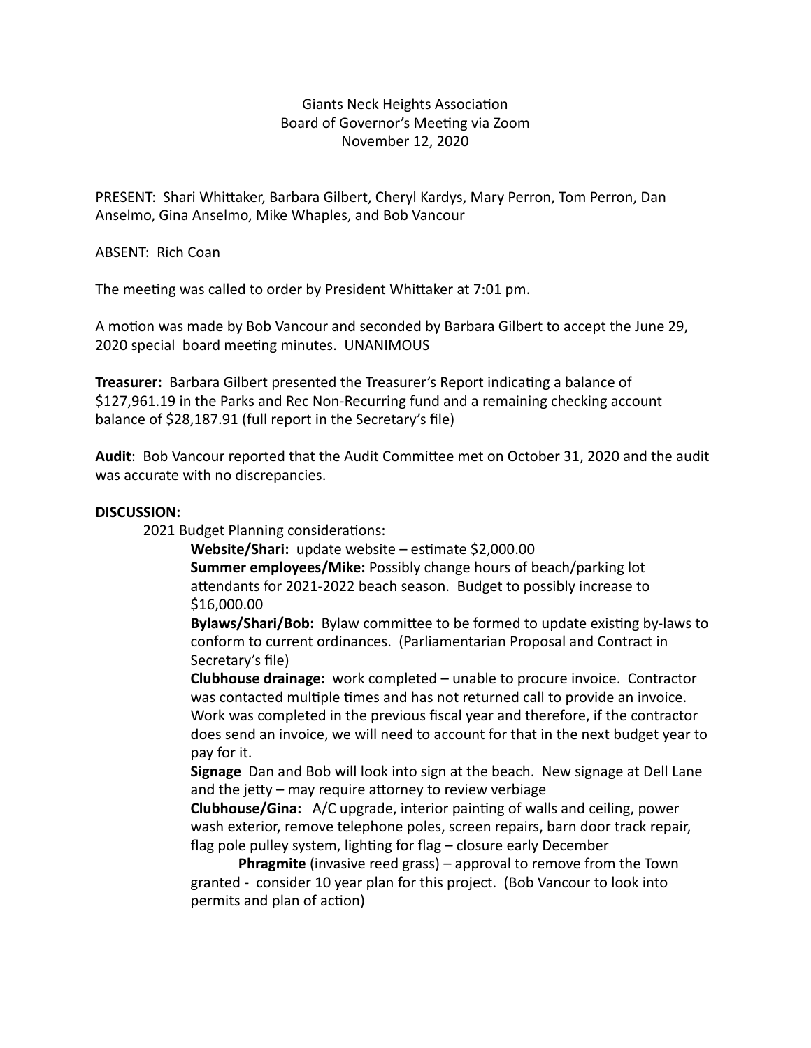Giants Neck Heights Association
Board of Governor's Meeting via Zoom
November 12, 2020

PRESENT: Shari Whittaker, Barbara Gilbert, Cheryl Kardys, Mary Perron, Tom Perron, Dan Anselmo, Gina Anselmo, Mike Whaples, and Bob Vancour

ABSENT: Rich Coan

The meeting was called to order by President Whittaker at 7:01 pm.

A motion was made by Bob Vancour and seconded by Barbara Gilbert to accept the June 29, 2020 special board meeting minutes. UNANIMOUS

**Treasurer:** Barbara Gilbert presented the Treasurer's Report indicating a balance of $127,961.19 in the Parks and Rec Non-Recurring fund and a remaining checking account balance of $28,187.91 (full report in the Secretary's file)

**Audit**: Bob Vancour reported that the Audit Committee met on October 31, 2020 and the audit was accurate with no discrepancies.

**DISCUSSION:**

2021 Budget Planning considerations:

**Website/Shari:** update website – estimate $2,000.00

**Summer employees/Mike:** Possibly change hours of beach/parking lot attendants for 2021-2022 beach season. Budget to possibly increase to $16,000.00

**Bylaws/Shari/Bob:** Bylaw committee to be formed to update existing by-laws to conform to current ordinances. (Parliamentarian Proposal and Contract in Secretary's file)

**Clubhouse drainage:** work completed – unable to procure invoice. Contractor was contacted multiple times and has not returned call to provide an invoice. Work was completed in the previous fiscal year and therefore, if the contractor does send an invoice, we will need to account for that in the next budget year to pay for it.

**Signage** Dan and Bob will look into sign at the beach. New signage at Dell Lane and the jetty – may require attorney to review verbiage

**Clubhouse/Gina:** A/C upgrade, interior painting of walls and ceiling, power wash exterior, remove telephone poles, screen repairs, barn door track repair, flag pole pulley system, lighting for flag – closure early December

**Phragmite** (invasive reed grass) – approval to remove from the Town granted - consider 10 year plan for this project. (Bob Vancour to look into permits and plan of action)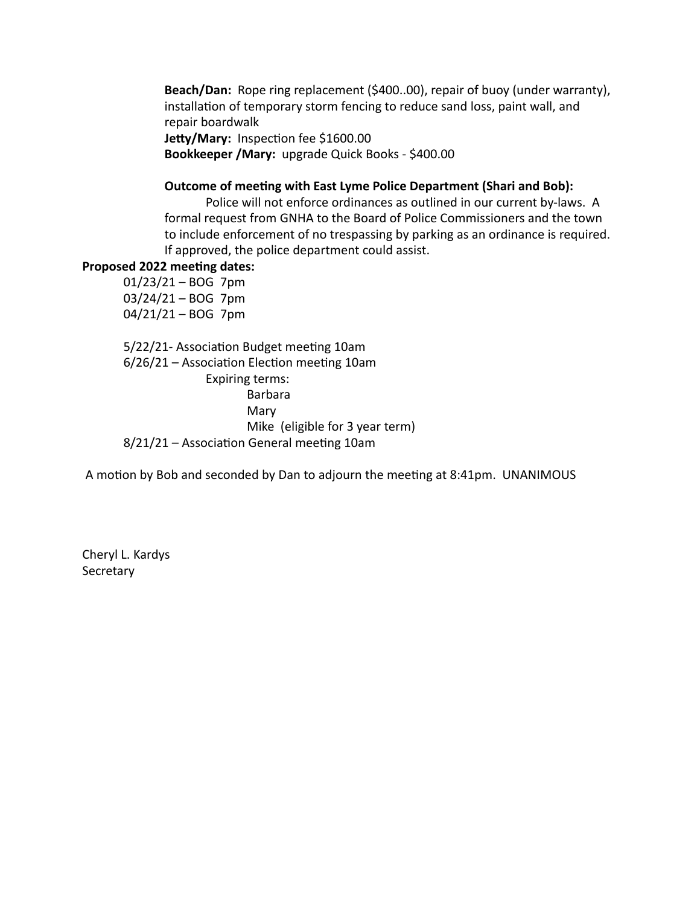**Beach/Dan:** Rope ring replacement ($400..00), repair of buoy (under warranty), installation of temporary storm fencing to reduce sand loss, paint wall, and repair boardwalk

**Jetty/Mary:** Inspection fee $1600.00

**Bookkeeper /Mary:** upgrade Quick Books - $400.00

**Outcome of meeting with East Lyme Police Department (Shari and Bob):**

Police will not enforce ordinances as outlined in our current by-laws. A formal request from GNHA to the Board of Police Commissioners and the town to include enforcement of no trespassing by parking as an ordinance is required. If approved, the police department could assist.

**Proposed 2022 meeting dates:**

01/23/21 – BOG 7pm
03/24/21 – BOG 7pm
04/21/21 – BOG 7pm

5/22/21- Association Budget meeting 10am
6/26/21 – Association Election meeting 10am
Expiring terms:
Barbara
Mary
Mike (eligible for 3 year term)
8/21/21 – Association General meeting 10am

A motion by Bob and seconded by Dan to adjourn the meeting at 8:41pm. UNANIMOUS

Cheryl L. Kardys
Secretary